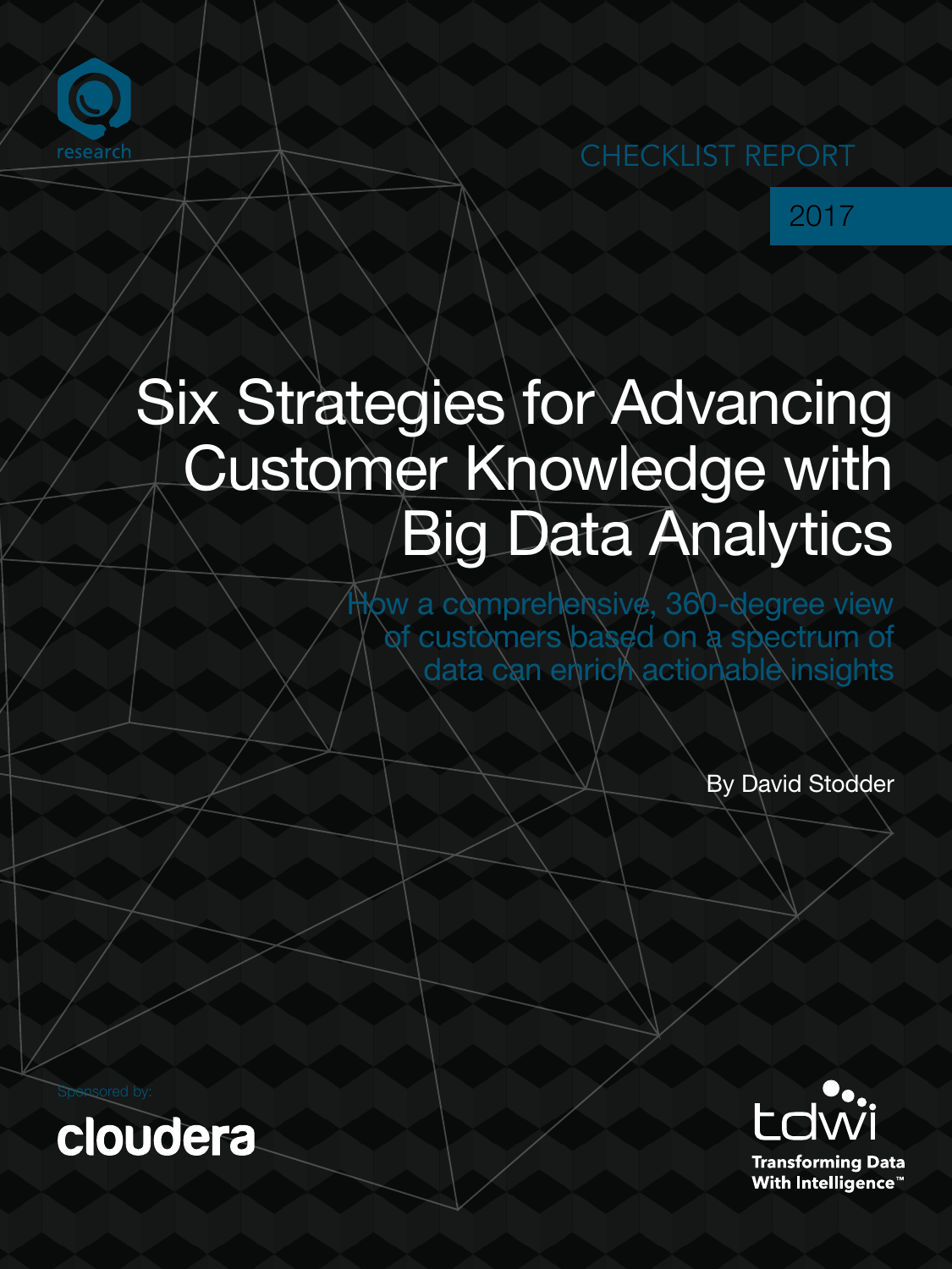research

CHECKLIST REPORT

2017

# Six Strategies for Advancing Customer Knowledge with Big Data Analytics

How a comprehensive, 360-degree view of customers based on a spectrum of data can enrich actionable insights

By David Stodder

Sponsored by:

cloudera

tdwi

Transforming Data With Intelligence™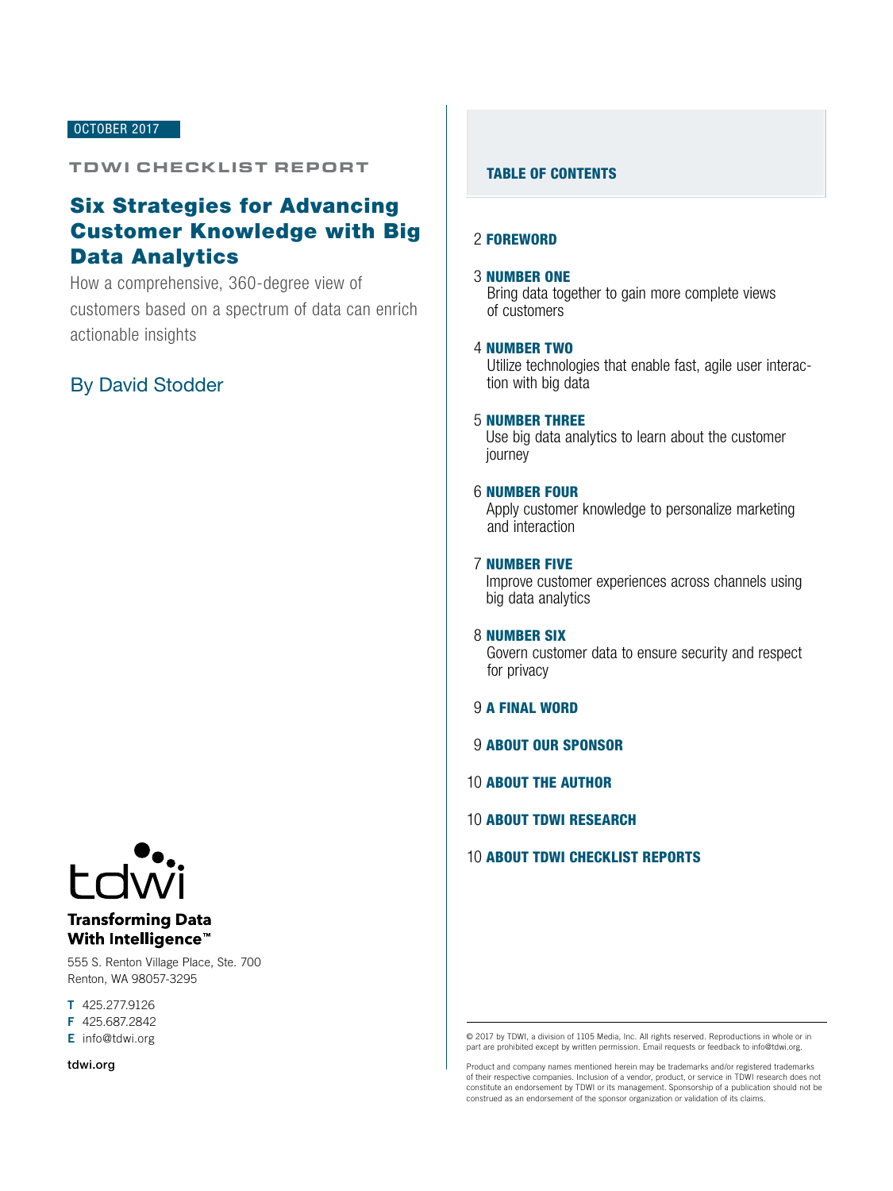OCTOBER 2017

TDWI CHECKLIST REPORT

# Six Strategies for Advancing Customer Knowledge with Big Data Analytics

How a comprehensive, 360-degree view of customers based on a spectrum of data can enrich actionable insights

By David Stodder

## TABLE OF CONTENTS

2 **FOREWORD**

3 **NUMBER ONE**
Bring data together to gain more complete views of customers

4 **NUMBER TWO**
Utilize technologies that enable fast, agile user interaction with big data

5 **NUMBER THREE**
Use big data analytics to learn about the customer journey

6 **NUMBER FOUR**
Apply customer knowledge to personalize marketing and interaction

7 **NUMBER FIVE**
Improve customer experiences across channels using big data analytics

8 **NUMBER SIX**
Govern customer data to ensure security and respect for privacy

9 **A FINAL WORD**

9 **ABOUT OUR SPONSOR**

10 **ABOUT THE AUTHOR**

10 **ABOUT TDWI RESEARCH**

10 **ABOUT TDWI CHECKLIST REPORTS**

tdwi

**Transforming Data With Intelligence™**

555 S. Renton Village Place, Ste. 700
Renton, WA 98057-3295

**T** 425.277.9126
**F** 425.687.2842
**E** info@tdwi.org

tdwi.org

© 2017 by TDWI, a division of 1105 Media, Inc. All rights reserved. Reproductions in whole or in part are prohibited except by written permission. Email requests or feedback to info@tdwi.org.

Product and company names mentioned herein may be trademarks and/or registered trademarks of their respective companies. Inclusion of a vendor, product, or service in TDWI research does not constitute an endorsement by TDWI or its management. Sponsorship of a publication should not be construed as an endorsement of the sponsor organization or validation of its claims.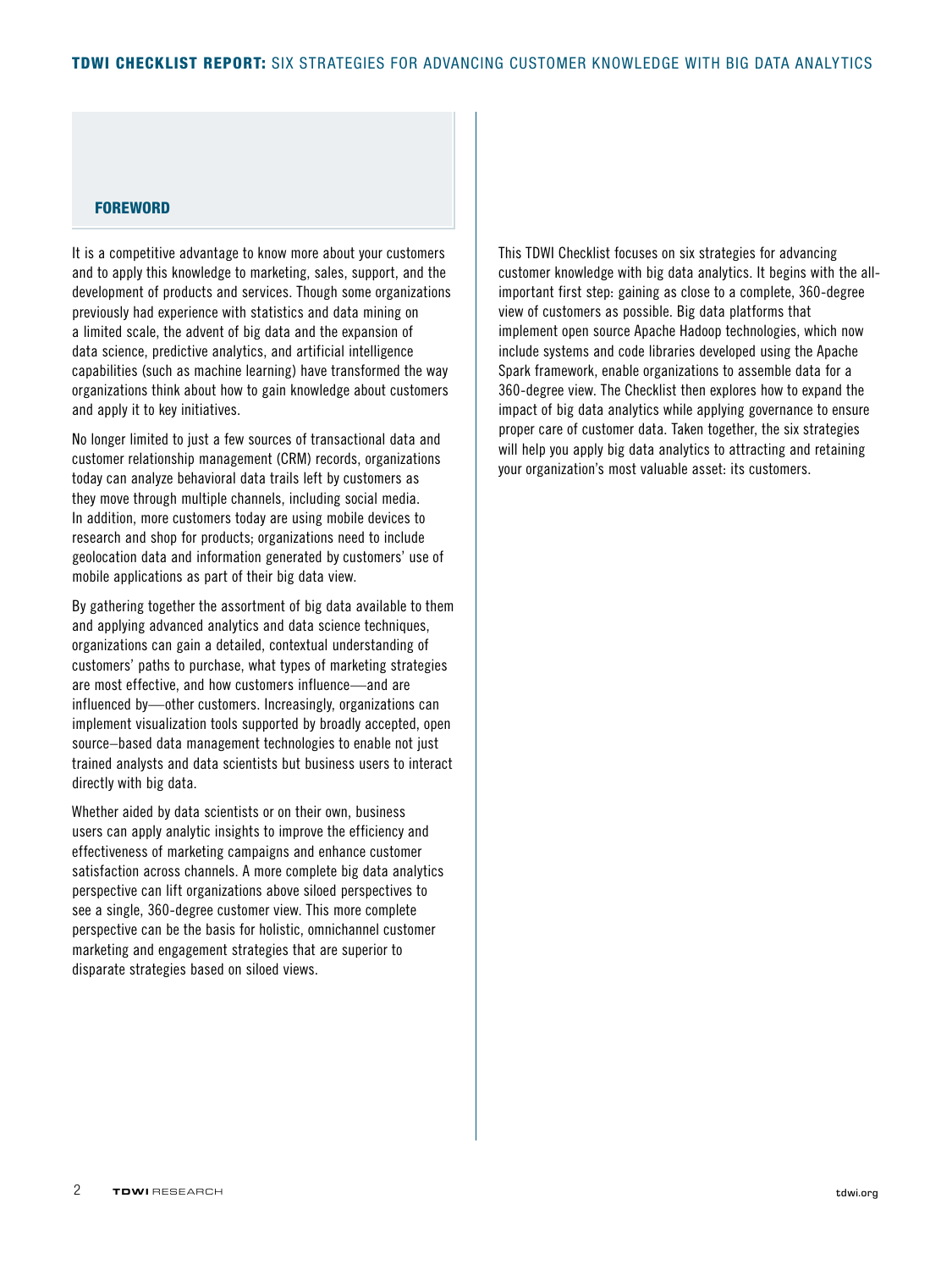## FOREWORD

It is a competitive advantage to know more about your customers and to apply this knowledge to marketing, sales, support, and the development of products and services. Though some organizations previously had experience with statistics and data mining on a limited scale, the advent of big data and the expansion of data science, predictive analytics, and artificial intelligence capabilities (such as machine learning) have transformed the way organizations think about how to gain knowledge about customers and apply it to key initiatives.

No longer limited to just a few sources of transactional data and customer relationship management (CRM) records, organizations today can analyze behavioral data trails left by customers as they move through multiple channels, including social media. In addition, more customers today are using mobile devices to research and shop for products; organizations need to include geolocation data and information generated by customers' use of mobile applications as part of their big data view.

By gathering together the assortment of big data available to them and applying advanced analytics and data science techniques, organizations can gain a detailed, contextual understanding of customers' paths to purchase, what types of marketing strategies are most effective, and how customers influence—and are influenced by—other customers. Increasingly, organizations can implement visualization tools supported by broadly accepted, open source–based data management technologies to enable not just trained analysts and data scientists but business users to interact directly with big data.

Whether aided by data scientists or on their own, business users can apply analytic insights to improve the efficiency and effectiveness of marketing campaigns and enhance customer satisfaction across channels. A more complete big data analytics perspective can lift organizations above siloed perspectives to see a single, 360-degree customer view. This more complete perspective can be the basis for holistic, omnichannel customer marketing and engagement strategies that are superior to disparate strategies based on siloed views.

This TDWI Checklist focuses on six strategies for advancing customer knowledge with big data analytics. It begins with the all-important first step: gaining as close to a complete, 360-degree view of customers as possible. Big data platforms that implement open source Apache Hadoop technologies, which now include systems and code libraries developed using the Apache Spark framework, enable organizations to assemble data for a 360-degree view. The Checklist then explores how to expand the impact of big data analytics while applying governance to ensure proper care of customer data. Taken together, the six strategies will help you apply big data analytics to attracting and retaining your organization's most valuable asset: its customers.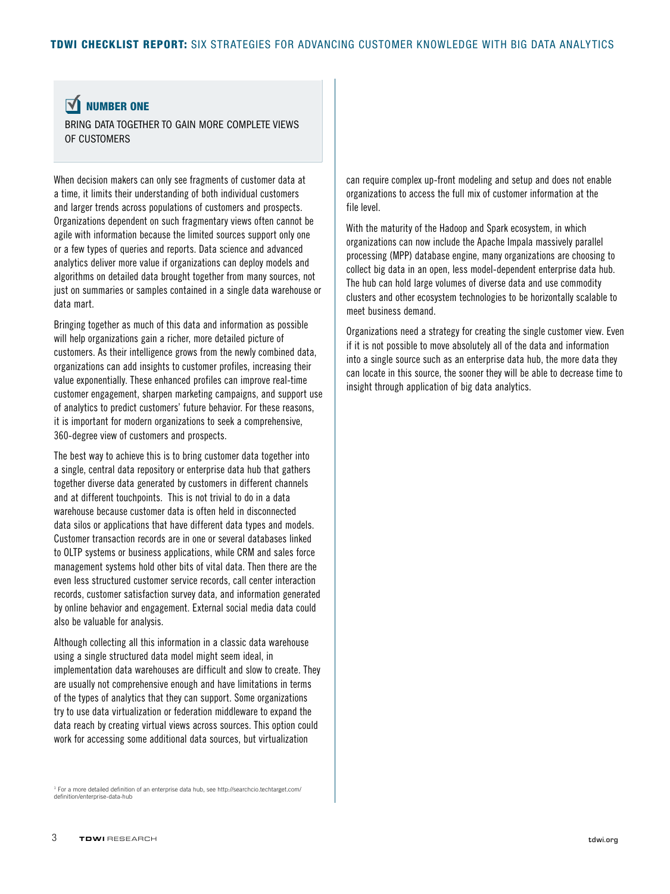## NUMBER ONE

BRING DATA TOGETHER TO GAIN MORE COMPLETE VIEWS OF CUSTOMERS

When decision makers can only see fragments of customer data at a time, it limits their understanding of both individual customers and larger trends across populations of customers and prospects. Organizations dependent on such fragmentary views often cannot be agile with information because the limited sources support only one or a few types of queries and reports. Data science and advanced analytics deliver more value if organizations can deploy models and algorithms on detailed data brought together from many sources, not just on summaries or samples contained in a single data warehouse or data mart.

Bringing together as much of this data and information as possible will help organizations gain a richer, more detailed picture of customers. As their intelligence grows from the newly combined data, organizations can add insights to customer profiles, increasing their value exponentially. These enhanced profiles can improve real-time customer engagement, sharpen marketing campaigns, and support use of analytics to predict customers' future behavior. For these reasons, it is important for modern organizations to seek a comprehensive, 360-degree view of customers and prospects.

The best way to achieve this is to bring customer data together into a single, central data repository or enterprise data hub that gathers together diverse data generated by customers in different channels and at different touchpoints. This is not trivial to do in a data warehouse because customer data is often held in disconnected data silos or applications that have different data types and models. Customer transaction records are in one or several databases linked to OLTP systems or business applications, while CRM and sales force management systems hold other bits of vital data. Then there are the even less structured customer service records, call center interaction records, customer satisfaction survey data, and information generated by online behavior and engagement. External social media data could also be valuable for analysis.

Although collecting all this information in a classic data warehouse using a single structured data model might seem ideal, in implementation data warehouses are difficult and slow to create. They are usually not comprehensive enough and have limitations in terms of the types of analytics that they can support. Some organizations try to use data virtualization or federation middleware to expand the data reach by creating virtual views across sources. This option could work for accessing some additional data sources, but virtualization can require complex up-front modeling and setup and does not enable organizations to access the full mix of customer information at the file level.

With the maturity of the Hadoop and Spark ecosystem, in which organizations can now include the Apache Impala massively parallel processing (MPP) database engine, many organizations are choosing to collect big data in an open, less model-dependent enterprise data hub. The hub can hold large volumes of diverse data and use commodity clusters and other ecosystem technologies to be horizontally scalable to meet business demand.

Organizations need a strategy for creating the single customer view. Even if it is not possible to move absolutely all of the data and information into a single source such as an enterprise data hub, the more data they can locate in this source, the sooner they will be able to decrease time to insight through application of big data analytics.

[1] For a more detailed definition of an enterprise data hub, see http://searchcio.techtarget.com/definition/enterprise-data-hub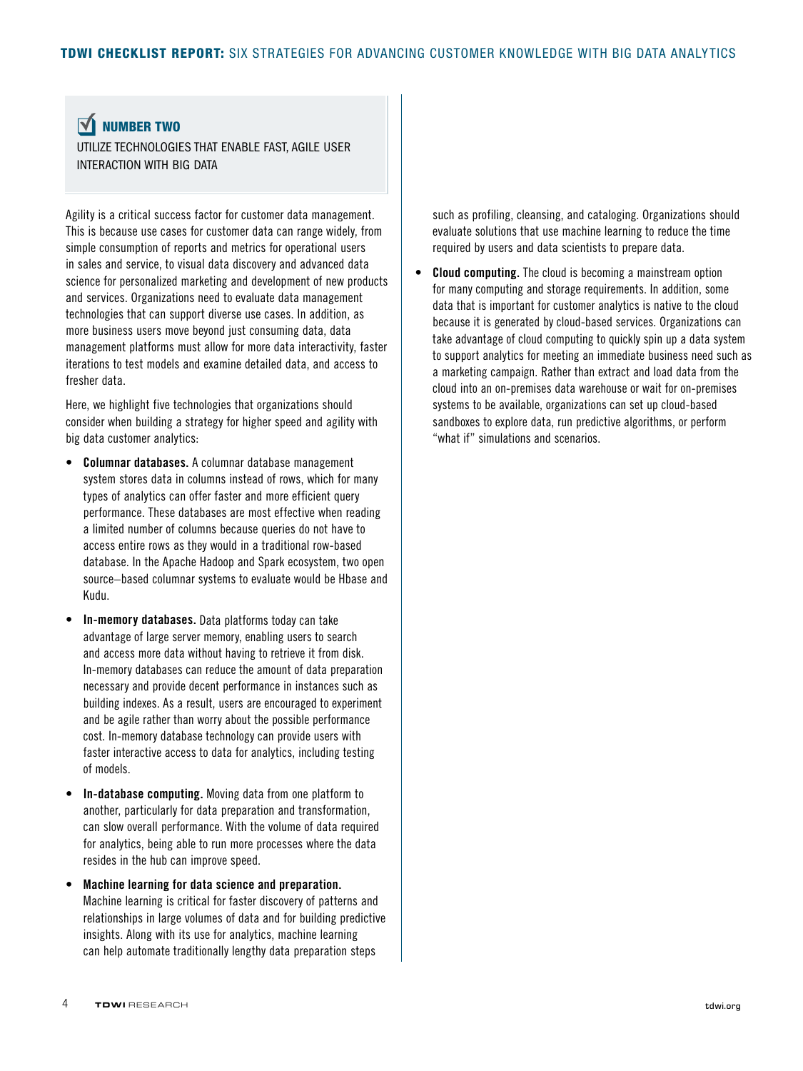## NUMBER TWO

UTILIZE TECHNOLOGIES THAT ENABLE FAST, AGILE USER INTERACTION WITH BIG DATA

Agility is a critical success factor for customer data management. This is because use cases for customer data can range widely, from simple consumption of reports and metrics for operational users in sales and service, to visual data discovery and advanced data science for personalized marketing and development of new products and services. Organizations need to evaluate data management technologies that can support diverse use cases. In addition, as more business users move beyond just consuming data, data management platforms must allow for more data interactivity, faster iterations to test models and examine detailed data, and access to fresher data.

Here, we highlight five technologies that organizations should consider when building a strategy for higher speed and agility with big data customer analytics:

- **Columnar databases.** A columnar database management system stores data in columns instead of rows, which for many types of analytics can offer faster and more efficient query performance. These databases are most effective when reading a limited number of columns because queries do not have to access entire rows as they would in a traditional row-based database. In the Apache Hadoop and Spark ecosystem, two open source–based columnar systems to evaluate would be Hbase and Kudu.
- **In-memory databases.** Data platforms today can take advantage of large server memory, enabling users to search and access more data without having to retrieve it from disk. In-memory databases can reduce the amount of data preparation necessary and provide decent performance in instances such as building indexes. As a result, users are encouraged to experiment and be agile rather than worry about the possible performance cost. In-memory database technology can provide users with faster interactive access to data for analytics, including testing of models.
- **In-database computing.** Moving data from one platform to another, particularly for data preparation and transformation, can slow overall performance. With the volume of data required for analytics, being able to run more processes where the data resides in the hub can improve speed.
- **Machine learning for data science and preparation.** Machine learning is critical for faster discovery of patterns and relationships in large volumes of data and for building predictive insights. Along with its use for analytics, machine learning can help automate traditionally lengthy data preparation steps such as profiling, cleansing, and cataloging. Organizations should evaluate solutions that use machine learning to reduce the time required by users and data scientists to prepare data.
- **Cloud computing.** The cloud is becoming a mainstream option for many computing and storage requirements. In addition, some data that is important for customer analytics is native to the cloud because it is generated by cloud-based services. Organizations can take advantage of cloud computing to quickly spin up a data system to support analytics for meeting an immediate business need such as a marketing campaign. Rather than extract and load data from the cloud into an on-premises data warehouse or wait for on-premises systems to be available, organizations can set up cloud-based sandboxes to explore data, run predictive algorithms, or perform "what if" simulations and scenarios.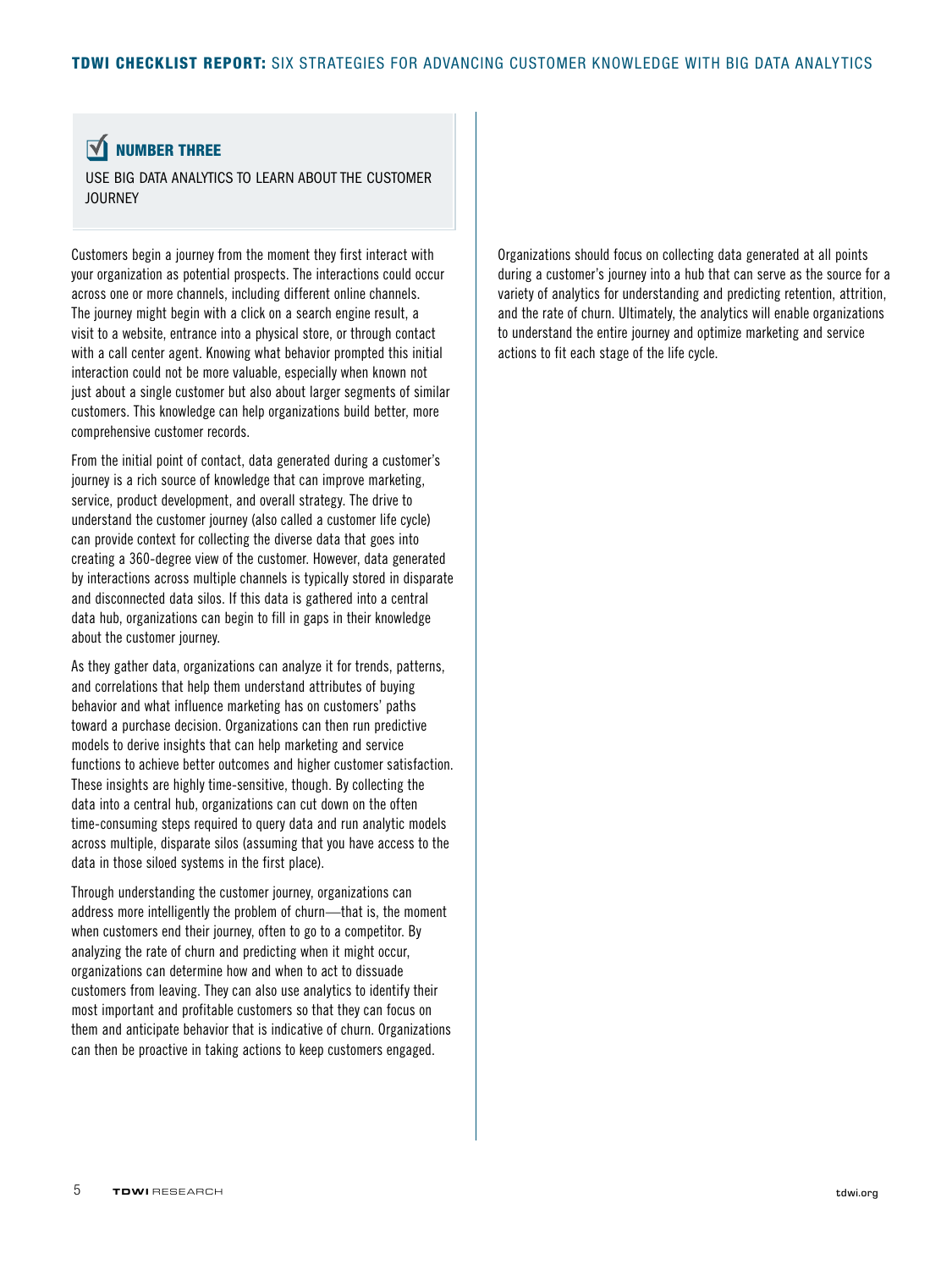## NUMBER THREE

USE BIG DATA ANALYTICS TO LEARN ABOUT THE CUSTOMER JOURNEY

Customers begin a journey from the moment they first interact with your organization as potential prospects. The interactions could occur across one or more channels, including different online channels. The journey might begin with a click on a search engine result, a visit to a website, entrance into a physical store, or through contact with a call center agent. Knowing what behavior prompted this initial interaction could not be more valuable, especially when known not just about a single customer but also about larger segments of similar customers. This knowledge can help organizations build better, more comprehensive customer records.

From the initial point of contact, data generated during a customer's journey is a rich source of knowledge that can improve marketing, service, product development, and overall strategy. The drive to understand the customer journey (also called a customer life cycle) can provide context for collecting the diverse data that goes into creating a 360-degree view of the customer. However, data generated by interactions across multiple channels is typically stored in disparate and disconnected data silos. If this data is gathered into a central data hub, organizations can begin to fill in gaps in their knowledge about the customer journey.

As they gather data, organizations can analyze it for trends, patterns, and correlations that help them understand attributes of buying behavior and what influence marketing has on customers' paths toward a purchase decision. Organizations can then run predictive models to derive insights that can help marketing and service functions to achieve better outcomes and higher customer satisfaction. These insights are highly time-sensitive, though. By collecting the data into a central hub, organizations can cut down on the often time-consuming steps required to query data and run analytic models across multiple, disparate silos (assuming that you have access to the data in those siloed systems in the first place).

Through understanding the customer journey, organizations can address more intelligently the problem of churn—that is, the moment when customers end their journey, often to go to a competitor. By analyzing the rate of churn and predicting when it might occur, organizations can determine how and when to act to dissuade customers from leaving. They can also use analytics to identify their most important and profitable customers so that they can focus on them and anticipate behavior that is indicative of churn. Organizations can then be proactive in taking actions to keep customers engaged.

Organizations should focus on collecting data generated at all points during a customer's journey into a hub that can serve as the source for a variety of analytics for understanding and predicting retention, attrition, and the rate of churn. Ultimately, the analytics will enable organizations to understand the entire journey and optimize marketing and service actions to fit each stage of the life cycle.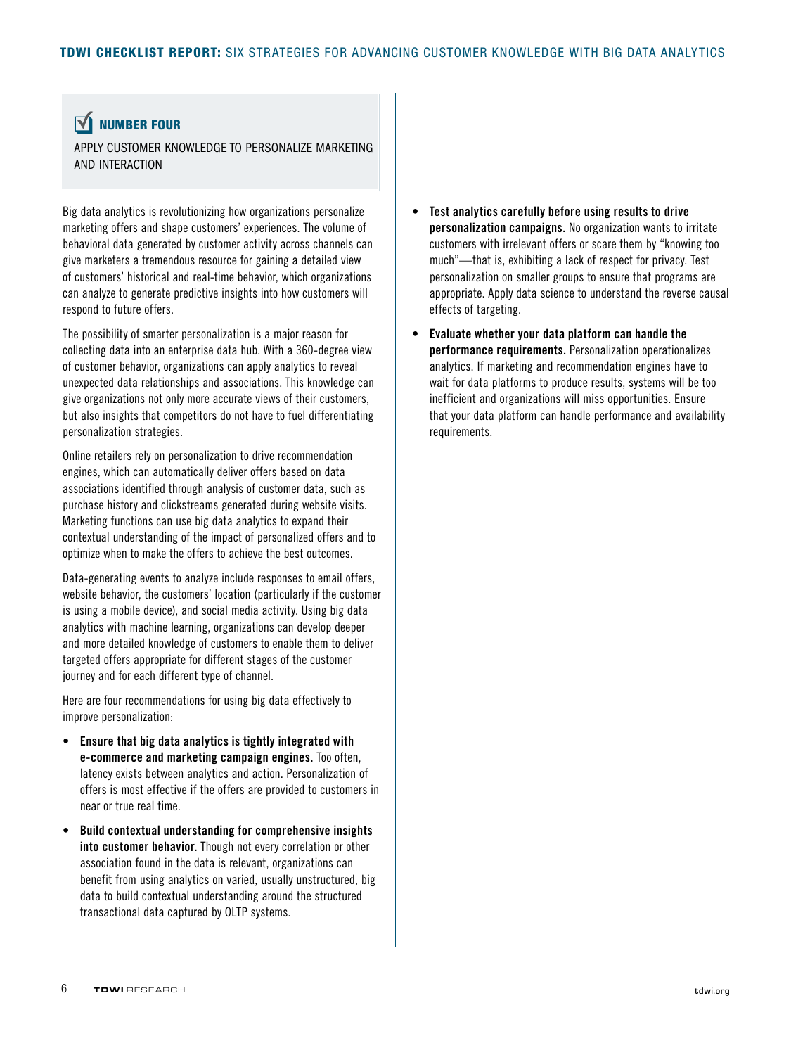## NUMBER FOUR

APPLY CUSTOMER KNOWLEDGE TO PERSONALIZE MARKETING AND INTERACTION

Big data analytics is revolutionizing how organizations personalize marketing offers and shape customers' experiences. The volume of behavioral data generated by customer activity across channels can give marketers a tremendous resource for gaining a detailed view of customers' historical and real-time behavior, which organizations can analyze to generate predictive insights into how customers will respond to future offers.

The possibility of smarter personalization is a major reason for collecting data into an enterprise data hub. With a 360-degree view of customer behavior, organizations can apply analytics to reveal unexpected data relationships and associations. This knowledge can give organizations not only more accurate views of their customers, but also insights that competitors do not have to fuel differentiating personalization strategies.

Online retailers rely on personalization to drive recommendation engines, which can automatically deliver offers based on data associations identified through analysis of customer data, such as purchase history and clickstreams generated during website visits. Marketing functions can use big data analytics to expand their contextual understanding of the impact of personalized offers and to optimize when to make the offers to achieve the best outcomes.

Data-generating events to analyze include responses to email offers, website behavior, the customers' location (particularly if the customer is using a mobile device), and social media activity. Using big data analytics with machine learning, organizations can develop deeper and more detailed knowledge of customers to enable them to deliver targeted offers appropriate for different stages of the customer journey and for each different type of channel.

Here are four recommendations for using big data effectively to improve personalization:

- **Ensure that big data analytics is tightly integrated with e-commerce and marketing campaign engines.** Too often, latency exists between analytics and action. Personalization of offers is most effective if the offers are provided to customers in near or true real time.
- **Build contextual understanding for comprehensive insights into customer behavior.** Though not every correlation or other association found in the data is relevant, organizations can benefit from using analytics on varied, usually unstructured, big data to build contextual understanding around the structured transactional data captured by OLTP systems.
- **Test analytics carefully before using results to drive personalization campaigns.** No organization wants to irritate customers with irrelevant offers or scare them by "knowing too much"—that is, exhibiting a lack of respect for privacy. Test personalization on smaller groups to ensure that programs are appropriate. Apply data science to understand the reverse causal effects of targeting.
- **Evaluate whether your data platform can handle the performance requirements.** Personalization operationalizes analytics. If marketing and recommendation engines have to wait for data platforms to produce results, systems will be too inefficient and organizations will miss opportunities. Ensure that your data platform can handle performance and availability requirements.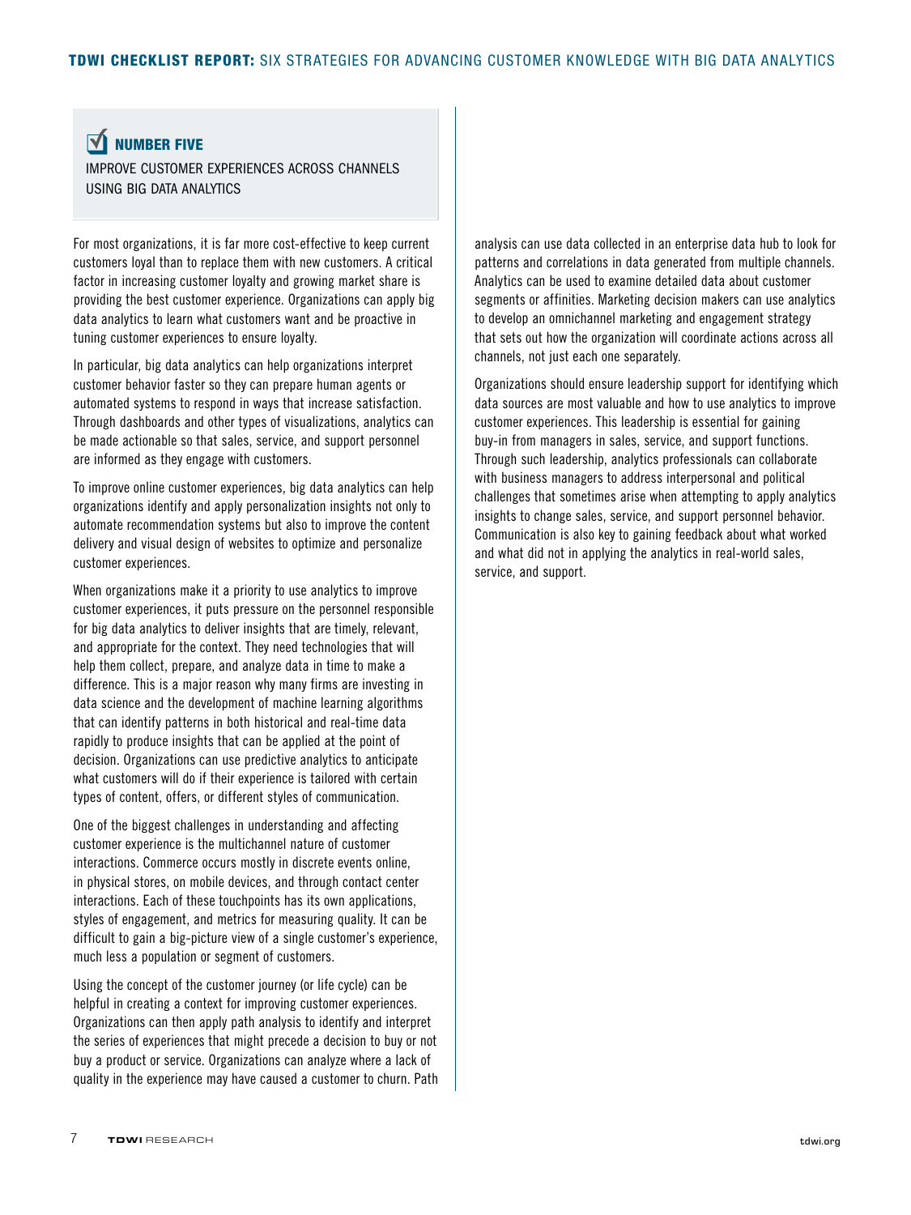## NUMBER FIVE

IMPROVE CUSTOMER EXPERIENCES ACROSS CHANNELS USING BIG DATA ANALYTICS

For most organizations, it is far more cost-effective to keep current customers loyal than to replace them with new customers. A critical factor in increasing customer loyalty and growing market share is providing the best customer experience. Organizations can apply big data analytics to learn what customers want and be proactive in tuning customer experiences to ensure loyalty.

In particular, big data analytics can help organizations interpret customer behavior faster so they can prepare human agents or automated systems to respond in ways that increase satisfaction. Through dashboards and other types of visualizations, analytics can be made actionable so that sales, service, and support personnel are informed as they engage with customers.

To improve online customer experiences, big data analytics can help organizations identify and apply personalization insights not only to automate recommendation systems but also to improve the content delivery and visual design of websites to optimize and personalize customer experiences.

When organizations make it a priority to use analytics to improve customer experiences, it puts pressure on the personnel responsible for big data analytics to deliver insights that are timely, relevant, and appropriate for the context. They need technologies that will help them collect, prepare, and analyze data in time to make a difference. This is a major reason why many firms are investing in data science and the development of machine learning algorithms that can identify patterns in both historical and real-time data rapidly to produce insights that can be applied at the point of decision. Organizations can use predictive analytics to anticipate what customers will do if their experience is tailored with certain types of content, offers, or different styles of communication.

One of the biggest challenges in understanding and affecting customer experience is the multichannel nature of customer interactions. Commerce occurs mostly in discrete events online, in physical stores, on mobile devices, and through contact center interactions. Each of these touchpoints has its own applications, styles of engagement, and metrics for measuring quality. It can be difficult to gain a big-picture view of a single customer's experience, much less a population or segment of customers.

Using the concept of the customer journey (or life cycle) can be helpful in creating a context for improving customer experiences. Organizations can then apply path analysis to identify and interpret the series of experiences that might precede a decision to buy or not buy a product or service. Organizations can analyze where a lack of quality in the experience may have caused a customer to churn. Path analysis can use data collected in an enterprise data hub to look for patterns and correlations in data generated from multiple channels. Analytics can be used to examine detailed data about customer segments or affinities. Marketing decision makers can use analytics to develop an omnichannel marketing and engagement strategy that sets out how the organization will coordinate actions across all channels, not just each one separately.

Organizations should ensure leadership support for identifying which data sources are most valuable and how to use analytics to improve customer experiences. This leadership is essential for gaining buy-in from managers in sales, service, and support functions. Through such leadership, analytics professionals can collaborate with business managers to address interpersonal and political challenges that sometimes arise when attempting to apply analytics insights to change sales, service, and support personnel behavior. Communication is also key to gaining feedback about what worked and what did not in applying the analytics in real-world sales, service, and support.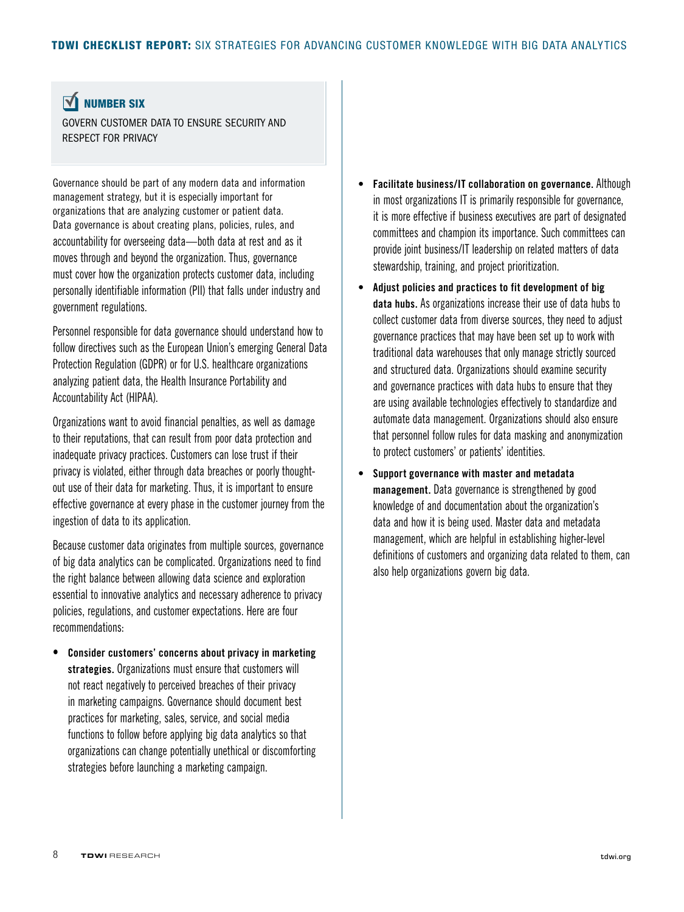## NUMBER SIX

GOVERN CUSTOMER DATA TO ENSURE SECURITY AND RESPECT FOR PRIVACY

Governance should be part of any modern data and information management strategy, but it is especially important for organizations that are analyzing customer or patient data. Data governance is about creating plans, policies, rules, and accountability for overseeing data—both data at rest and as it moves through and beyond the organization. Thus, governance must cover how the organization protects customer data, including personally identifiable information (PII) that falls under industry and government regulations.

Personnel responsible for data governance should understand how to follow directives such as the European Union's emerging General Data Protection Regulation (GDPR) or for U.S. healthcare organizations analyzing patient data, the Health Insurance Portability and Accountability Act (HIPAA).

Organizations want to avoid financial penalties, as well as damage to their reputations, that can result from poor data protection and inadequate privacy practices. Customers can lose trust if their privacy is violated, either through data breaches or poorly thought-out use of their data for marketing. Thus, it is important to ensure effective governance at every phase in the customer journey from the ingestion of data to its application.

Because customer data originates from multiple sources, governance of big data analytics can be complicated. Organizations need to find the right balance between allowing data science and exploration essential to innovative analytics and necessary adherence to privacy policies, regulations, and customer expectations. Here are four recommendations:

- **Consider customers' concerns about privacy in marketing strategies.** Organizations must ensure that customers will not react negatively to perceived breaches of their privacy in marketing campaigns. Governance should document best practices for marketing, sales, service, and social media functions to follow before applying big data analytics so that organizations can change potentially unethical or discomforting strategies before launching a marketing campaign.
- **Facilitate business/IT collaboration on governance.** Although in most organizations IT is primarily responsible for governance, it is more effective if business executives are part of designated committees and champion its importance. Such committees can provide joint business/IT leadership on related matters of data stewardship, training, and project prioritization.
- **Adjust policies and practices to fit development of big data hubs.** As organizations increase their use of data hubs to collect customer data from diverse sources, they need to adjust governance practices that may have been set up to work with traditional data warehouses that only manage strictly sourced and structured data. Organizations should examine security and governance practices with data hubs to ensure that they are using available technologies effectively to standardize and automate data management. Organizations should also ensure that personnel follow rules for data masking and anonymization to protect customers' or patients' identities.
- **Support governance with master and metadata management.** Data governance is strengthened by good knowledge of and documentation about the organization's data and how it is being used. Master data and metadata management, which are helpful in establishing higher-level definitions of customers and organizing data related to them, can also help organizations govern big data.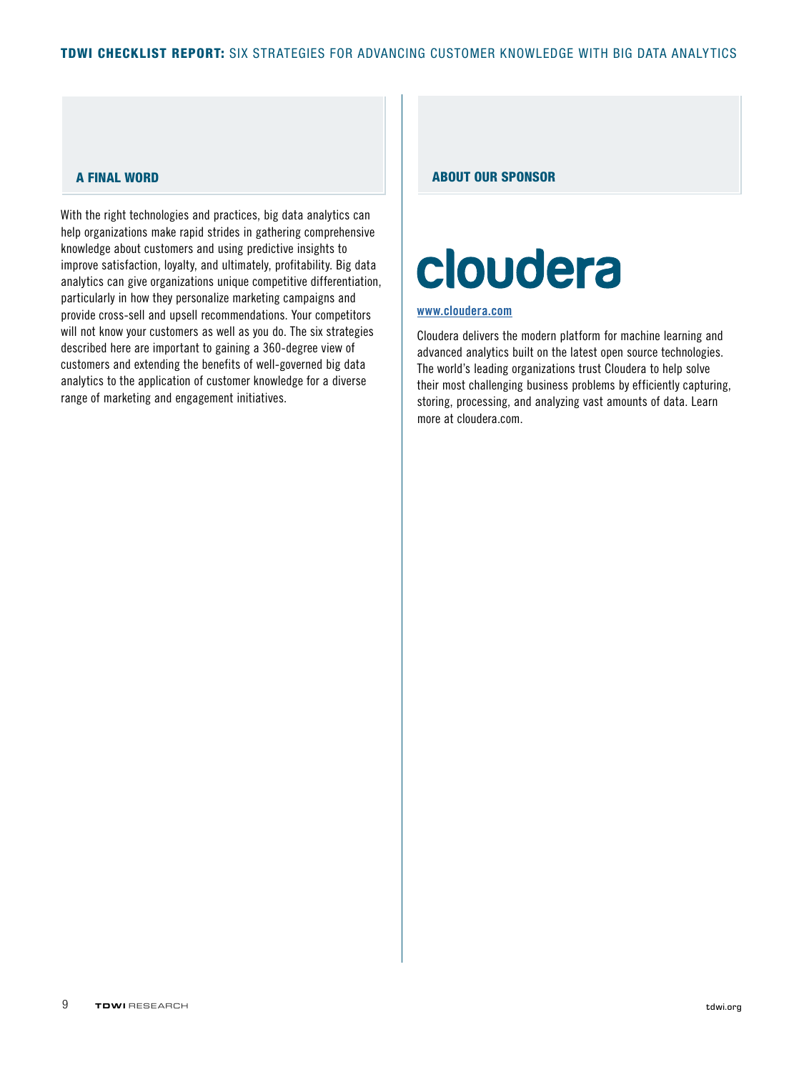## A FINAL WORD

With the right technologies and practices, big data analytics can help organizations make rapid strides in gathering comprehensive knowledge about customers and using predictive insights to improve satisfaction, loyalty, and ultimately, profitability. Big data analytics can give organizations unique competitive differentiation, particularly in how they personalize marketing campaigns and provide cross-sell and upsell recommendations. Your competitors will not know your customers as well as you do. The six strategies described here are important to gaining a 360-degree view of customers and extending the benefits of well-governed big data analytics to the application of customer knowledge for a diverse range of marketing and engagement initiatives.

## ABOUT OUR SPONSOR

cloudera

www.cloudera.com

Cloudera delivers the modern platform for machine learning and advanced analytics built on the latest open source technologies. The world's leading organizations trust Cloudera to help solve their most challenging business problems by efficiently capturing, storing, processing, and analyzing vast amounts of data. Learn more at cloudera.com.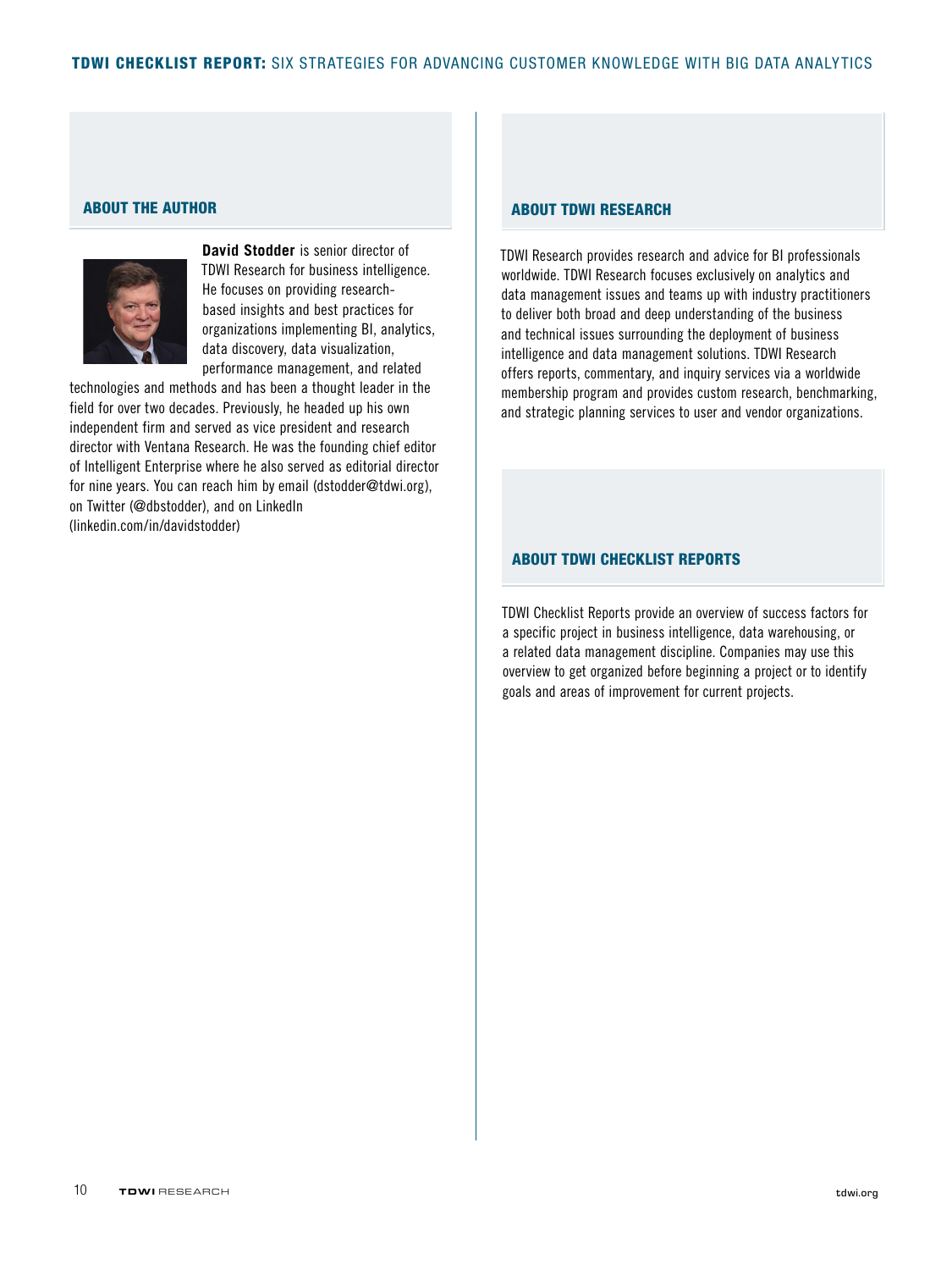## ABOUT THE AUTHOR

**David Stodder** is senior director of TDWI Research for business intelligence. He focuses on providing research-based insights and best practices for organizations implementing BI, analytics, data discovery, data visualization, performance management, and related technologies and methods and has been a thought leader in the field for over two decades. Previously, he headed up his own independent firm and served as vice president and research director with Ventana Research. He was the founding chief editor of Intelligent Enterprise where he also served as editorial director for nine years. You can reach him by email (dstodder@tdwi.org), on Twitter (@dbstodder), and on LinkedIn (linkedin.com/in/davidstodder)

## ABOUT TDWI RESEARCH

TDWI Research provides research and advice for BI professionals worldwide. TDWI Research focuses exclusively on analytics and data management issues and teams up with industry practitioners to deliver both broad and deep understanding of the business and technical issues surrounding the deployment of business intelligence and data management solutions. TDWI Research offers reports, commentary, and inquiry services via a worldwide membership program and provides custom research, benchmarking, and strategic planning services to user and vendor organizations.

## ABOUT TDWI CHECKLIST REPORTS

TDWI Checklist Reports provide an overview of success factors for a specific project in business intelligence, data warehousing, or a related data management discipline. Companies may use this overview to get organized before beginning a project or to identify goals and areas of improvement for current projects.